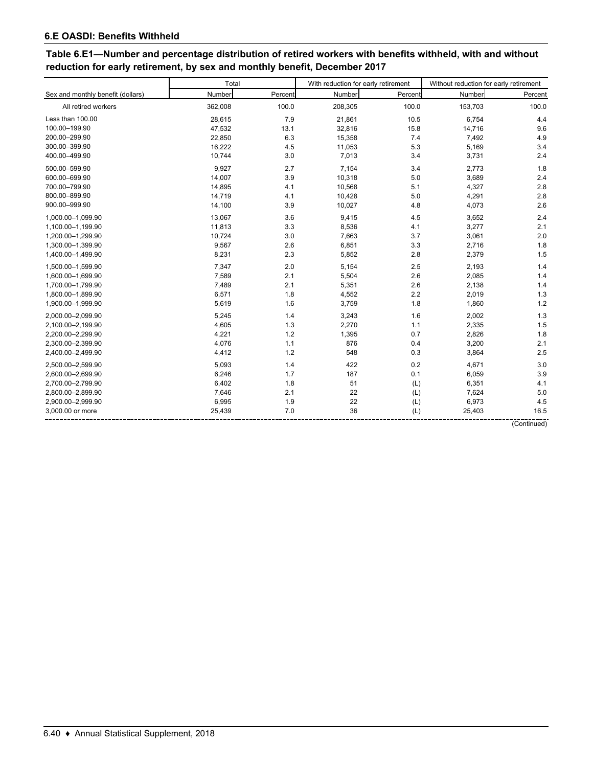## 6.E OASDI: Benefits Withheld

**Table 6.E1—Number and percentage distribution of retired workers with benefits withheld, with and without reduction for early retirement, by sex and monthly benefit, December 2017**

| Sex and monthly benefit (dollars) | Total | | With reduction for early retirement | | Without reduction for early retirement | |
|---|---|---|---|---|---|---|
| | Number | Percent | Number | Percent | Number | Percent |
| All retired workers | 362,008 | 100.0 | 208,305 | 100.0 | 153,703 | 100.0 |
| Less than 100.00 | 28,615 | 7.9 | 21,861 | 10.5 | 6,754 | 4.4 |
| 100.00–199.90 | 47,532 | 13.1 | 32,816 | 15.8 | 14,716 | 9.6 |
| 200.00–299.90 | 22,850 | 6.3 | 15,358 | 7.4 | 7,492 | 4.9 |
| 300.00–399.90 | 16,222 | 4.5 | 11,053 | 5.3 | 5,169 | 3.4 |
| 400.00–499.90 | 10,744 | 3.0 | 7,013 | 3.4 | 3,731 | 2.4 |
| 500.00–599.90 | 9,927 | 2.7 | 7,154 | 3.4 | 2,773 | 1.8 |
| 600.00–699.90 | 14,007 | 3.9 | 10,318 | 5.0 | 3,689 | 2.4 |
| 700.00–799.90 | 14,895 | 4.1 | 10,568 | 5.1 | 4,327 | 2.8 |
| 800.00–899.90 | 14,719 | 4.1 | 10,428 | 5.0 | 4,291 | 2.8 |
| 900.00–999.90 | 14,100 | 3.9 | 10,027 | 4.8 | 4,073 | 2.6 |
| 1,000.00–1,099.90 | 13,067 | 3.6 | 9,415 | 4.5 | 3,652 | 2.4 |
| 1,100.00–1,199.90 | 11,813 | 3.3 | 8,536 | 4.1 | 3,277 | 2.1 |
| 1,200.00–1,299.90 | 10,724 | 3.0 | 7,663 | 3.7 | 3,061 | 2.0 |
| 1,300.00–1,399.90 | 9,567 | 2.6 | 6,851 | 3.3 | 2,716 | 1.8 |
| 1,400.00–1,499.90 | 8,231 | 2.3 | 5,852 | 2.8 | 2,379 | 1.5 |
| 1,500.00–1,599.90 | 7,347 | 2.0 | 5,154 | 2.5 | 2,193 | 1.4 |
| 1,600.00–1,699.90 | 7,589 | 2.1 | 5,504 | 2.6 | 2,085 | 1.4 |
| 1,700.00–1,799.90 | 7,489 | 2.1 | 5,351 | 2.6 | 2,138 | 1.4 |
| 1,800.00–1,899.90 | 6,571 | 1.8 | 4,552 | 2.2 | 2,019 | 1.3 |
| 1,900.00–1,999.90 | 5,619 | 1.6 | 3,759 | 1.8 | 1,860 | 1.2 |
| 2,000.00–2,099.90 | 5,245 | 1.4 | 3,243 | 1.6 | 2,002 | 1.3 |
| 2,100.00–2,199.90 | 4,605 | 1.3 | 2,270 | 1.1 | 2,335 | 1.5 |
| 2,200.00–2,299.90 | 4,221 | 1.2 | 1,395 | 0.7 | 2,826 | 1.8 |
| 2,300.00–2,399.90 | 4,076 | 1.1 | 876 | 0.4 | 3,200 | 2.1 |
| 2,400.00–2,499.90 | 4,412 | 1.2 | 548 | 0.3 | 3,864 | 2.5 |
| 2,500.00–2,599.90 | 5,093 | 1.4 | 422 | 0.2 | 4,671 | 3.0 |
| 2,600.00–2,699.90 | 6,246 | 1.7 | 187 | 0.1 | 6,059 | 3.9 |
| 2,700.00–2,799.90 | 6,402 | 1.8 | 51 | (L) | 6,351 | 4.1 |
| 2,800.00–2,899.90 | 7,646 | 2.1 | 22 | (L) | 7,624 | 5.0 |
| 2,900.00–2,999.90 | 6,995 | 1.9 | 22 | (L) | 6,973 | 4.5 |
| 3,000.00 or more | 25,439 | 7.0 | 36 | (L) | 25,403 | 16.5 |

(Continued)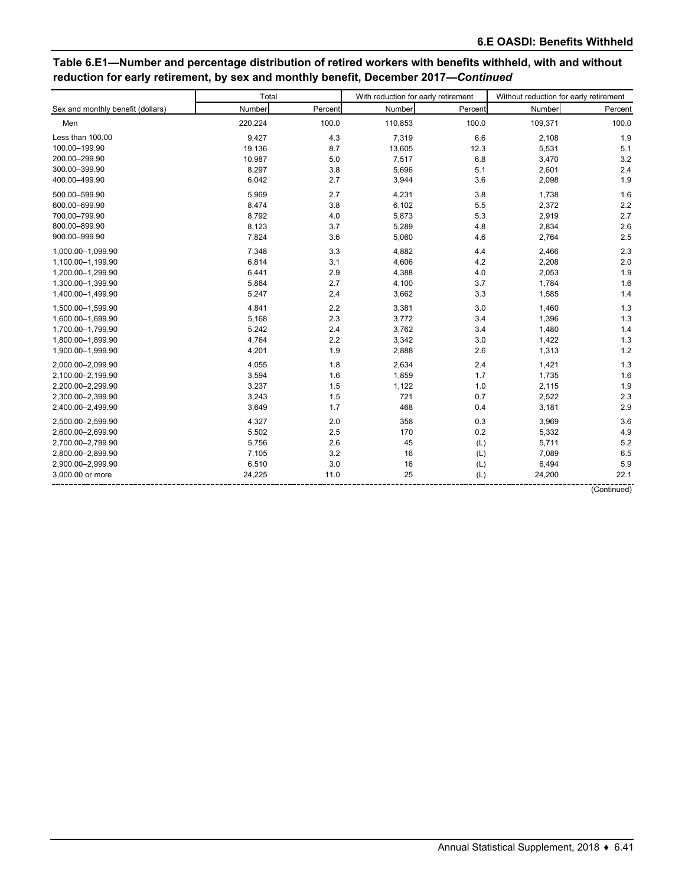**Table 6.E1—Number and percentage distribution of retired workers with benefits withheld, with and without reduction for early retirement, by sex and monthly benefit, December 2017—*Continued***

| Sex and monthly benefit (dollars) | Total | | With reduction for early retirement | | Without reduction for early retirement | |
|---|---|---|---|---|---|---|
| | Number | Percent | Number | Percent | Number | Percent |
| Men | 220,224 | 100.0 | 110,853 | 100.0 | 109,371 | 100.0 |
| Less than 100.00 | 9,427 | 4.3 | 7,319 | 6.6 | 2,108 | 1.9 |
| 100.00–199.90 | 19,136 | 8.7 | 13,605 | 12.3 | 5,531 | 5.1 |
| 200.00–299.90 | 10,987 | 5.0 | 7,517 | 6.8 | 3,470 | 3.2 |
| 300.00–399.90 | 8,297 | 3.8 | 5,696 | 5.1 | 2,601 | 2.4 |
| 400.00–499.90 | 6,042 | 2.7 | 3,944 | 3.6 | 2,098 | 1.9 |
| 500.00–599.90 | 5,969 | 2.7 | 4,231 | 3.8 | 1,738 | 1.6 |
| 600.00–699.90 | 8,474 | 3.8 | 6,102 | 5.5 | 2,372 | 2.2 |
| 700.00–799.90 | 8,792 | 4.0 | 5,873 | 5.3 | 2,919 | 2.7 |
| 800.00–899.90 | 8,123 | 3.7 | 5,289 | 4.8 | 2,834 | 2.6 |
| 900.00–999.90 | 7,824 | 3.6 | 5,060 | 4.6 | 2,764 | 2.5 |
| 1,000.00–1,099.90 | 7,348 | 3.3 | 4,882 | 4.4 | 2,466 | 2.3 |
| 1,100.00–1,199.90 | 6,814 | 3.1 | 4,606 | 4.2 | 2,208 | 2.0 |
| 1,200.00–1,299.90 | 6,441 | 2.9 | 4,388 | 4.0 | 2,053 | 1.9 |
| 1,300.00–1,399.90 | 5,884 | 2.7 | 4,100 | 3.7 | 1,784 | 1.6 |
| 1,400.00–1,499.90 | 5,247 | 2.4 | 3,662 | 3.3 | 1,585 | 1.4 |
| 1,500.00–1,599.90 | 4,841 | 2.2 | 3,381 | 3.0 | 1,460 | 1.3 |
| 1,600.00–1,699.90 | 5,168 | 2.3 | 3,772 | 3.4 | 1,396 | 1.3 |
| 1,700.00–1,799.90 | 5,242 | 2.4 | 3,762 | 3.4 | 1,480 | 1.4 |
| 1,800.00–1,899.90 | 4,764 | 2.2 | 3,342 | 3.0 | 1,422 | 1.3 |
| 1,900.00–1,999.90 | 4,201 | 1.9 | 2,888 | 2.6 | 1,313 | 1.2 |
| 2,000.00–2,099.90 | 4,055 | 1.8 | 2,634 | 2.4 | 1,421 | 1.3 |
| 2,100.00–2,199.90 | 3,594 | 1.6 | 1,859 | 1.7 | 1,735 | 1.6 |
| 2,200.00–2,299.90 | 3,237 | 1.5 | 1,122 | 1.0 | 2,115 | 1.9 |
| 2,300.00–2,399.90 | 3,243 | 1.5 | 721 | 0.7 | 2,522 | 2.3 |
| 2,400.00–2,499.90 | 3,649 | 1.7 | 468 | 0.4 | 3,181 | 2.9 |
| 2,500.00–2,599.90 | 4,327 | 2.0 | 358 | 0.3 | 3,969 | 3.6 |
| 2,600.00–2,699.90 | 5,502 | 2.5 | 170 | 0.2 | 5,332 | 4.9 |
| 2,700.00–2,799.90 | 5,756 | 2.6 | 45 | (L) | 5,711 | 5.2 |
| 2,800.00–2,899.90 | 7,105 | 3.2 | 16 | (L) | 7,089 | 6.5 |
| 2,900.00–2,999.90 | 6,510 | 3.0 | 16 | (L) | 6,494 | 5.9 |
| 3,000.00 or more | 24,225 | 11.0 | 25 | (L) | 24,200 | 22.1 |

(Continued)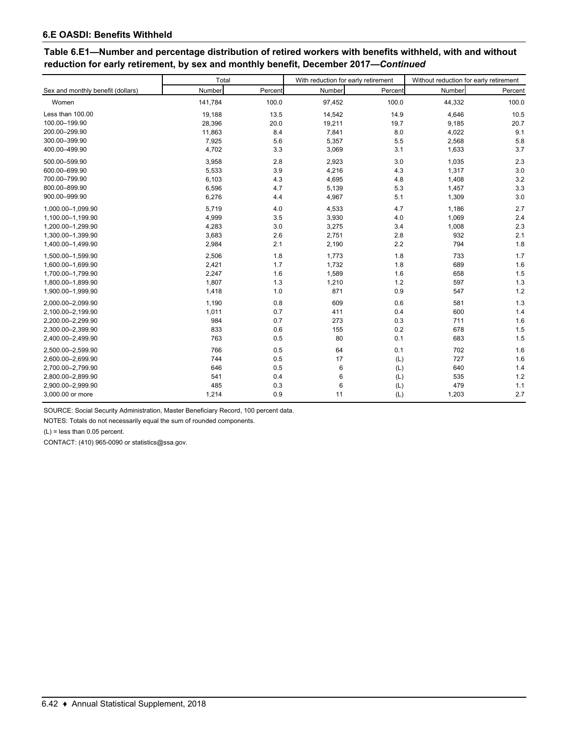## 6.E OASDI: Benefits Withheld

### Table 6.E1—Number and percentage distribution of retired workers with benefits withheld, with and without reduction for early retirement, by sex and monthly benefit, December 2017—*Continued*

| Sex and monthly benefit (dollars) | Total | | With reduction for early retirement | | Without reduction for early retirement | |
|---|---|---|---|---|---|---|
| | Number | Percent | Number | Percent | Number | Percent |
| Women | 141,784 | 100.0 | 97,452 | 100.0 | 44,332 | 100.0 |
| Less than 100.00 | 19,188 | 13.5 | 14,542 | 14.9 | 4,646 | 10.5 |
| 100.00–199.90 | 28,396 | 20.0 | 19,211 | 19.7 | 9,185 | 20.7 |
| 200.00–299.90 | 11,863 | 8.4 | 7,841 | 8.0 | 4,022 | 9.1 |
| 300.00–399.90 | 7,925 | 5.6 | 5,357 | 5.5 | 2,568 | 5.8 |
| 400.00–499.90 | 4,702 | 3.3 | 3,069 | 3.1 | 1,633 | 3.7 |
| 500.00–599.90 | 3,958 | 2.8 | 2,923 | 3.0 | 1,035 | 2.3 |
| 600.00–699.90 | 5,533 | 3.9 | 4,216 | 4.3 | 1,317 | 3.0 |
| 700.00–799.90 | 6,103 | 4.3 | 4,695 | 4.8 | 1,408 | 3.2 |
| 800.00–899.90 | 6,596 | 4.7 | 5,139 | 5.3 | 1,457 | 3.3 |
| 900.00–999.90 | 6,276 | 4.4 | 4,967 | 5.1 | 1,309 | 3.0 |
| 1,000.00–1,099.90 | 5,719 | 4.0 | 4,533 | 4.7 | 1,186 | 2.7 |
| 1,100.00–1,199.90 | 4,999 | 3.5 | 3,930 | 4.0 | 1,069 | 2.4 |
| 1,200.00–1,299.90 | 4,283 | 3.0 | 3,275 | 3.4 | 1,008 | 2.3 |
| 1,300.00–1,399.90 | 3,683 | 2.6 | 2,751 | 2.8 | 932 | 2.1 |
| 1,400.00–1,499.90 | 2,984 | 2.1 | 2,190 | 2.2 | 794 | 1.8 |
| 1,500.00–1,599.90 | 2,506 | 1.8 | 1,773 | 1.8 | 733 | 1.7 |
| 1,600.00–1,699.90 | 2,421 | 1.7 | 1,732 | 1.8 | 689 | 1.6 |
| 1,700.00–1,799.90 | 2,247 | 1.6 | 1,589 | 1.6 | 658 | 1.5 |
| 1,800.00–1,899.90 | 1,807 | 1.3 | 1,210 | 1.2 | 597 | 1.3 |
| 1,900.00–1,999.90 | 1,418 | 1.0 | 871 | 0.9 | 547 | 1.2 |
| 2,000.00–2,099.90 | 1,190 | 0.8 | 609 | 0.6 | 581 | 1.3 |
| 2,100.00–2,199.90 | 1,011 | 0.7 | 411 | 0.4 | 600 | 1.4 |
| 2,200.00–2,299.90 | 984 | 0.7 | 273 | 0.3 | 711 | 1.6 |
| 2,300.00–2,399.90 | 833 | 0.6 | 155 | 0.2 | 678 | 1.5 |
| 2,400.00–2,499.90 | 763 | 0.5 | 80 | 0.1 | 683 | 1.5 |
| 2,500.00–2,599.90 | 766 | 0.5 | 64 | 0.1 | 702 | 1.6 |
| 2,600.00–2,699.90 | 744 | 0.5 | 17 | (L) | 727 | 1.6 |
| 2,700.00–2,799.90 | 646 | 0.5 | 6 | (L) | 640 | 1.4 |
| 2,800.00–2,899.90 | 541 | 0.4 | 6 | (L) | 535 | 1.2 |
| 2,900.00–2,999.90 | 485 | 0.3 | 6 | (L) | 479 | 1.1 |
| 3,000.00 or more | 1,214 | 0.9 | 11 | (L) | 1,203 | 2.7 |

SOURCE: Social Security Administration, Master Beneficiary Record, 100 percent data.

NOTES: Totals do not necessarily equal the sum of rounded components.

(L) = less than 0.05 percent.

CONTACT: (410) 965-0090 or statistics@ssa.gov.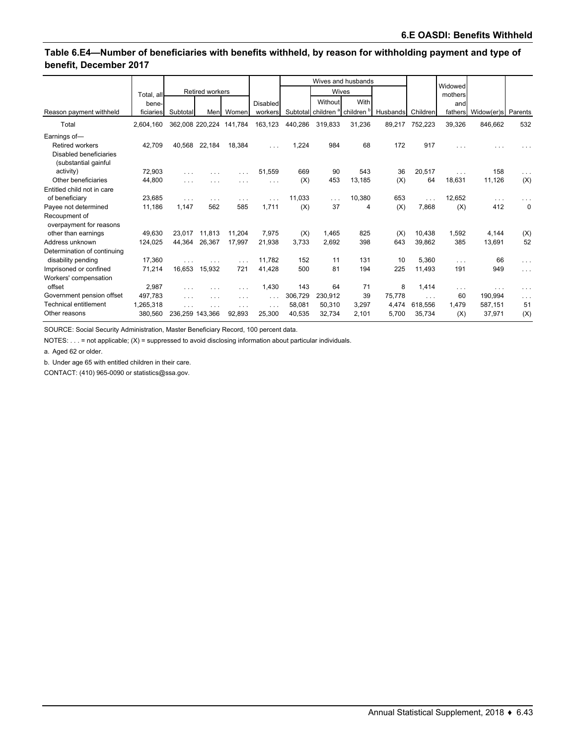## Table 6.E4—Number of beneficiaries with benefits withheld, by reason for withholding payment and type of benefit, December 2017

| Reason payment withheld | Total, all beneficiaries | Retired workers | | | Disabled workers | Wives and husbands | | | | Children | Widowed mothers and fathers | Widow(er)s | Parents |
|---|---|---|---|---|---|---|---|---|---|---|---|---|---|
| | | | | | | | Wives | | | | | | |
| | | Subtotal | Men | Women | | Subtotal | Without children [a] | With children [b] | Husbands | | | | |
| Total | 2,604,160 | 362,008 | 220,224 | 141,784 | 163,123 | 440,286 | 319,833 | 31,236 | 89,217 | 752,223 | 39,326 | 846,662 | 532 |
| Earnings of— | | | | | | | | | | | | | |
| Retired workers | 42,709 | 40,568 | 22,184 | 18,384 | . . . | 1,224 | 984 | 68 | 172 | 917 | . . . | . . . | . . . |
| Disabled beneficiaries (substantial gainful activity) | 72,903 | . . . | . . . | . . . | 51,559 | 669 | 90 | 543 | 36 | 20,517 | . . . | 158 | . . . |
| Other beneficiaries | 44,800 | . . . | . . . | . . . | . . . | (X) | 453 | 13,185 | (X) | 64 | 18,631 | 11,126 | (X) |
| Entitled child not in care of beneficiary | 23,685 | . . . | . . . | . . . | . . . | 11,033 | . . . | 10,380 | 653 | . . . | 12,652 | . . . | . . . |
| Payee not determined | 11,186 | 1,147 | 562 | 585 | 1,711 | (X) | 37 | 4 | (X) | 7,868 | (X) | 412 | 0 |
| Recoupment of overpayment for reasons other than earnings | 49,630 | 23,017 | 11,813 | 11,204 | 7,975 | (X) | 1,465 | 825 | (X) | 10,438 | 1,592 | 4,144 | (X) |
| Address unknown | 124,025 | 44,364 | 26,367 | 17,997 | 21,938 | 3,733 | 2,692 | 398 | 643 | 39,862 | 385 | 13,691 | 52 |
| Determination of continuing disability pending | 17,360 | . . . | . . . | . . . | 11,782 | 152 | 11 | 131 | 10 | 5,360 | . . . | 66 | . . . |
| Imprisoned or confined | 71,214 | 16,653 | 15,932 | 721 | 41,428 | 500 | 81 | 194 | 225 | 11,493 | 191 | 949 | . . . |
| Workers' compensation offset | 2,987 | . . . | . . . | . . . | 1,430 | 143 | 64 | 71 | 8 | 1,414 | . . . | . . . | . . . |
| Government pension offset | 497,783 | . . . | . . . | . . . | . . . | 306,729 | 230,912 | 39 | 75,778 | . . . | 60 | 190,994 | . . . |
| Technical entitlement | 1,265,318 | . . . | . . . | . . . | . . . | 58,081 | 50,310 | 3,297 | 4,474 | 618,556 | 1,479 | 587,151 | 51 |
| Other reasons | 380,560 | 236,259 | 143,366 | 92,893 | 25,300 | 40,535 | 32,734 | 2,101 | 5,700 | 35,734 | (X) | 37,971 | (X) |

SOURCE: Social Security Administration, Master Beneficiary Record, 100 percent data.

NOTES: . . . = not applicable; (X) = suppressed to avoid disclosing information about particular individuals.

a. Aged 62 or older.

b. Under age 65 with entitled children in their care.

CONTACT: (410) 965-0090 or statistics@ssa.gov.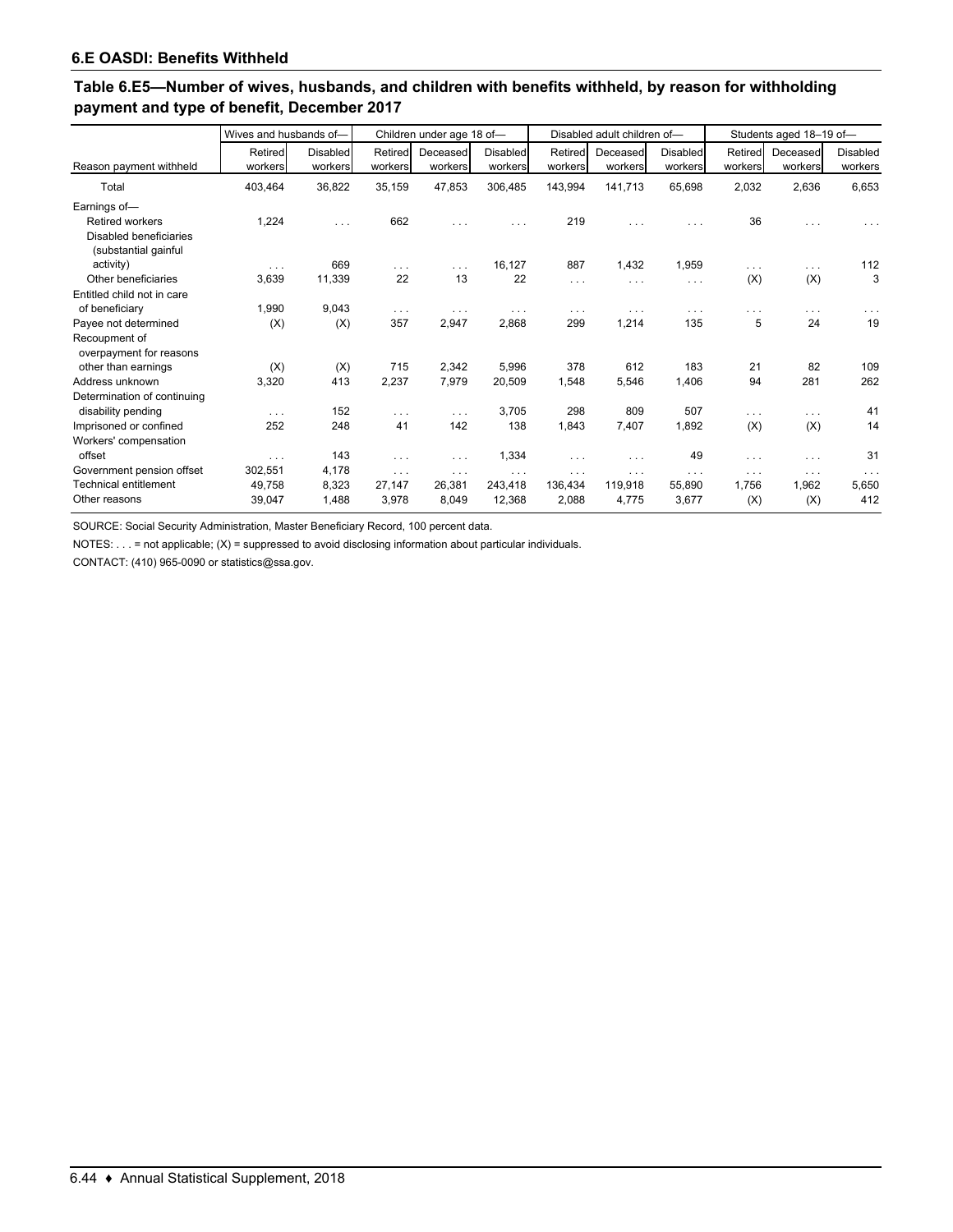## 6.E OASDI: Benefits Withheld

### Table 6.E5—Number of wives, husbands, and children with benefits withheld, by reason for withholding payment and type of benefit, December 2017

| Reason payment withheld | Wives and husbands of— | | Children under age 18 of— | | | Disabled adult children of— | | | Students aged 18–19 of— | | |
|---|---|---|---|---|---|---|---|---|---|---|---|
| | Retired workers | Disabled workers | Retired workers | Deceased workers | Disabled workers | Retired workers | Deceased workers | Disabled workers | Retired workers | Deceased workers | Disabled workers |
| Total | 403,464 | 36,822 | 35,159 | 47,853 | 306,485 | 143,994 | 141,713 | 65,698 | 2,032 | 2,636 | 6,653 |
| Earnings of— | | | | | | | | | | | |
| Retired workers | 1,224 | . . . | 662 | . . . | . . . | 219 | . . . | . . . | 36 | . . . | . . . |
| Disabled beneficiaries (substantial gainful activity) | . . . | 669 | . . . | . . . | 16,127 | 887 | 1,432 | 1,959 | . . . | . . . | 112 |
| Other beneficiaries | 3,639 | 11,339 | 22 | 13 | 22 | . . . | . . . | . . . | (X) | (X) | 3 |
| Entitled child not in care of beneficiary | 1,990 | 9,043 | . . . | . . . | . . . | . . . | . . . | . . . | . . . | . . . | . . . |
| Payee not determined | (X) | (X) | 357 | 2,947 | 2,868 | 299 | 1,214 | 135 | 5 | 24 | 19 |
| Recoupment of overpayment for reasons other than earnings | (X) | (X) | 715 | 2,342 | 5,996 | 378 | 612 | 183 | 21 | 82 | 109 |
| Address unknown | 3,320 | 413 | 2,237 | 7,979 | 20,509 | 1,548 | 5,546 | 1,406 | 94 | 281 | 262 |
| Determination of continuing disability pending | . . . | 152 | . . . | . . . | 3,705 | 298 | 809 | 507 | . . . | . . . | 41 |
| Imprisoned or confined | 252 | 248 | 41 | 142 | 138 | 1,843 | 7,407 | 1,892 | (X) | (X) | 14 |
| Workers' compensation offset | . . . | 143 | . . . | . . . | 1,334 | . . . | . . . | 49 | . . . | . . . | 31 |
| Government pension offset | 302,551 | 4,178 | . . . | . . . | . . . | . . . | . . . | . . . | . . . | . . . | . . . |
| Technical entitlement | 49,758 | 8,323 | 27,147 | 26,381 | 243,418 | 136,434 | 119,918 | 55,890 | 1,756 | 1,962 | 5,650 |
| Other reasons | 39,047 | 1,488 | 3,978 | 8,049 | 12,368 | 2,088 | 4,775 | 3,677 | (X) | (X) | 412 |

SOURCE: Social Security Administration, Master Beneficiary Record, 100 percent data.

NOTES: . . . = not applicable; (X) = suppressed to avoid disclosing information about particular individuals.

CONTACT: (410) 965-0090 or statistics@ssa.gov.